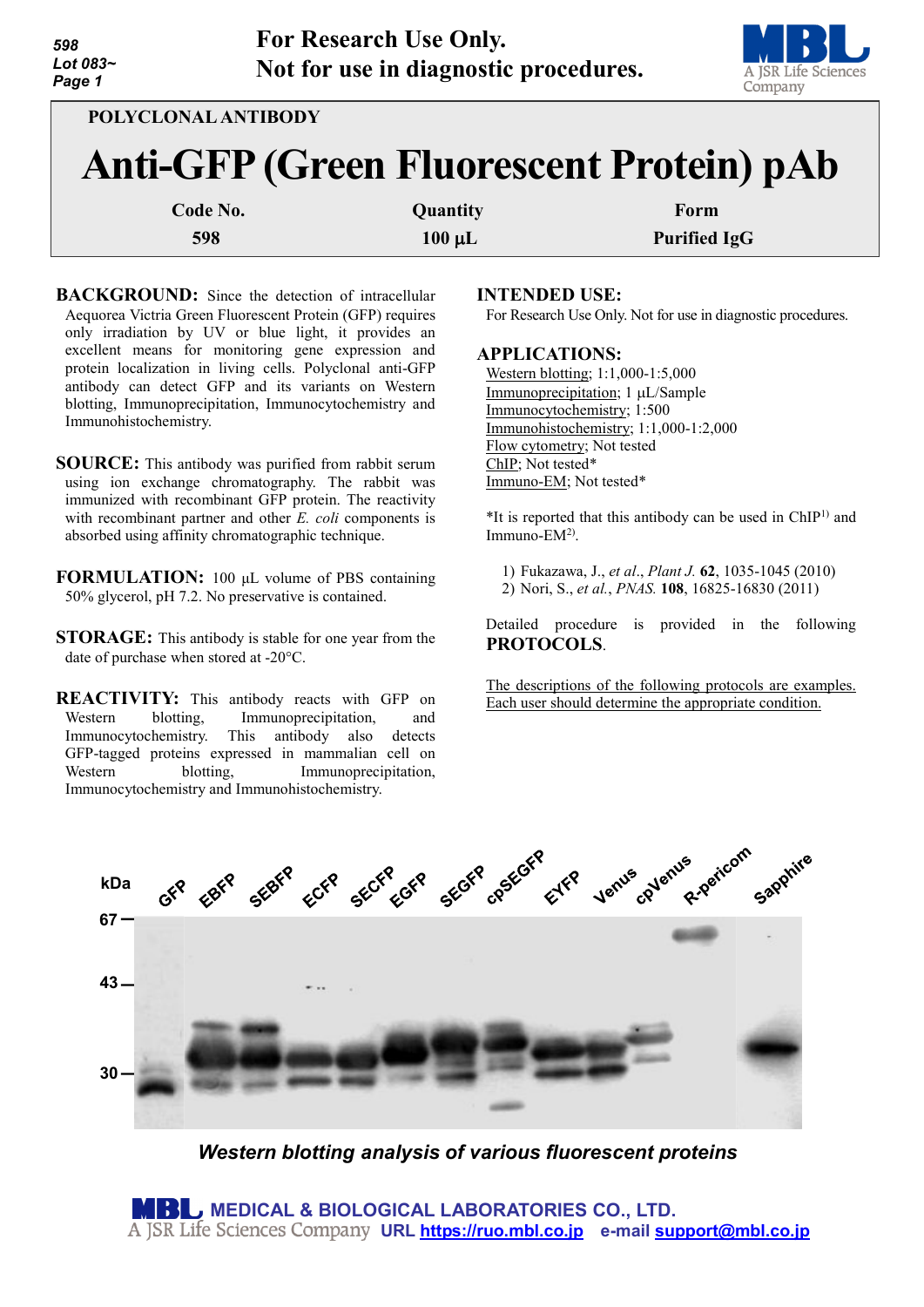For Research Use Only.
Not for use in diagnostic procedures.

POLYCLONAL ANTIBODY

# Anti-GFP (Green Fluorescent Protein) pAb

| Code No. | Quantity | Form |
|---|---|---|
| 598 | 100 µL | Purified IgG |

**BACKGROUND:** Since the detection of intracellular Aequorea Victria Green Fluorescent Protein (GFP) requires only irradiation by UV or blue light, it provides an excellent means for monitoring gene expression and protein localization in living cells. Polyclonal anti-GFP antibody can detect GFP and its variants on Western blotting, Immunoprecipitation, Immunocytochemistry and Immunohistochemistry.

**SOURCE:** This antibody was purified from rabbit serum using ion exchange chromatography. The rabbit was immunized with recombinant GFP protein. The reactivity with recombinant partner and other *E. coli* components is absorbed using affinity chromatographic technique.

**FORMULATION:** 100 µL volume of PBS containing 50% glycerol, pH 7.2. No preservative is contained.

**STORAGE:** This antibody is stable for one year from the date of purchase when stored at -20°C.

**REACTIVITY:** This antibody reacts with GFP on Western blotting, Immunoprecipitation, and Immunocytochemistry. This antibody also detects GFP-tagged proteins expressed in mammalian cell on Western blotting, Immunoprecipitation, Immunocytochemistry and Immunohistochemistry.

**INTENDED USE:**
For Research Use Only. Not for use in diagnostic procedures.

**APPLICATIONS:**
Western blotting; 1:1,000-1:5,000
Immunoprecipitation; 1 µL/Sample
Immunocytochemistry; 1:500
Immunohistochemistry; 1:1,000-1:2,000
Flow cytometry; Not tested
ChIP; Not tested*
Immuno-EM; Not tested*

*It is reported that this antibody can be used in ChIP[1)] and Immuno-EM[2)].

1) Fukazawa, J., *et al.*, *Plant J.* **62**, 1035-1045 (2010)
2) Nori, S., *et al.*, *PNAS.* **108**, 16825-16830 (2011)

Detailed procedure is provided in the following **PROTOCOLS**.

The descriptions of the following protocols are examples. Each user should determine the appropriate condition.

*Western blotting analysis of various fluorescent proteins*

MEDICAL & BIOLOGICAL LABORATORIES CO., LTD.
A JSR Life Sciences Company URL https://ruo.mbl.co.jp e-mail support@mbl.co.jp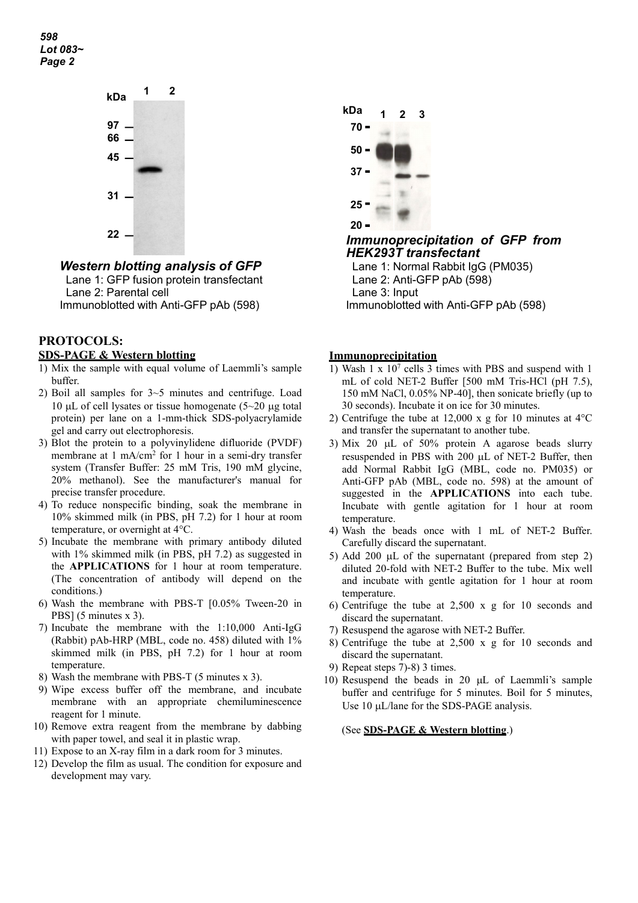*Western blotting analysis of GFP*

Lane 1: GFP fusion protein transfectant
Lane 2: Parental cell
Immunoblotted with Anti-GFP pAb (598)

*Immunoprecipitation of GFP from HEK293T transfectant*

Lane 1: Normal Rabbit IgG (PM035)
Lane 2: Anti-GFP pAb (598)
Lane 3: Input
Immunoblotted with Anti-GFP pAb (598)

## PROTOCOLS:

### SDS-PAGE & Western blotting

1) Mix the sample with equal volume of Laemmli's sample buffer.
2) Boil all samples for 3~5 minutes and centrifuge. Load 10 µL of cell lysates or tissue homogenate (5~20 µg total protein) per lane on a 1-mm-thick SDS-polyacrylamide gel and carry out electrophoresis.
3) Blot the protein to a polyvinylidene difluoride (PVDF) membrane at 1 mA/cm$^2$ for 1 hour in a semi-dry transfer system (Transfer Buffer: 25 mM Tris, 190 mM glycine, 20% methanol). See the manufacturer's manual for precise transfer procedure.
4) To reduce nonspecific binding, soak the membrane in 10% skimmed milk (in PBS, pH 7.2) for 1 hour at room temperature, or overnight at 4°C.
5) Incubate the membrane with primary antibody diluted with 1% skimmed milk (in PBS, pH 7.2) as suggested in the **APPLICATIONS** for 1 hour at room temperature. (The concentration of antibody will depend on the conditions.)
6) Wash the membrane with PBS-T [0.05% Tween-20 in PBS] (5 minutes x 3).
7) Incubate the membrane with the 1:10,000 Anti-IgG (Rabbit) pAb-HRP (MBL, code no. 458) diluted with 1% skimmed milk (in PBS, pH 7.2) for 1 hour at room temperature.
8) Wash the membrane with PBS-T (5 minutes x 3).
9) Wipe excess buffer off the membrane, and incubate membrane with an appropriate chemiluminescence reagent for 1 minute.
10) Remove extra reagent from the membrane by dabbing with paper towel, and seal it in plastic wrap.
11) Expose to an X-ray film in a dark room for 3 minutes.
12) Develop the film as usual. The condition for exposure and development may vary.

### Immunoprecipitation

1) Wash 1 x $10^7$ cells 3 times with PBS and suspend with 1 mL of cold NET-2 Buffer [500 mM Tris-HCl (pH 7.5), 150 mM NaCl, 0.05% NP-40], then sonicate briefly (up to 30 seconds). Incubate it on ice for 30 minutes.
2) Centrifuge the tube at 12,000 x g for 10 minutes at 4°C and transfer the supernatant to another tube.
3) Mix 20 µL of 50% protein A agarose beads slurry resuspended in PBS with 200 µL of NET-2 Buffer, then add Normal Rabbit IgG (MBL, code no. PM035) or Anti-GFP pAb (MBL, code no. 598) at the amount of suggested in the **APPLICATIONS** into each tube. Incubate with gentle agitation for 1 hour at room temperature.
4) Wash the beads once with 1 mL of NET-2 Buffer. Carefully discard the supernatant.
5) Add 200 µL of the supernatant (prepared from step 2) diluted 20-fold with NET-2 Buffer to the tube. Mix well and incubate with gentle agitation for 1 hour at room temperature.
6) Centrifuge the tube at 2,500 x g for 10 seconds and discard the supernatant.
7) Resuspend the agarose with NET-2 Buffer.
8) Centrifuge the tube at 2,500 x g for 10 seconds and discard the supernatant.
9) Repeat steps 7)-8) 3 times.
10) Resuspend the beads in 20 µL of Laemmli's sample buffer and centrifuge for 5 minutes. Boil for 5 minutes, Use 10 µL/lane for the SDS-PAGE analysis.

(See **SDS-PAGE & Western blotting**.)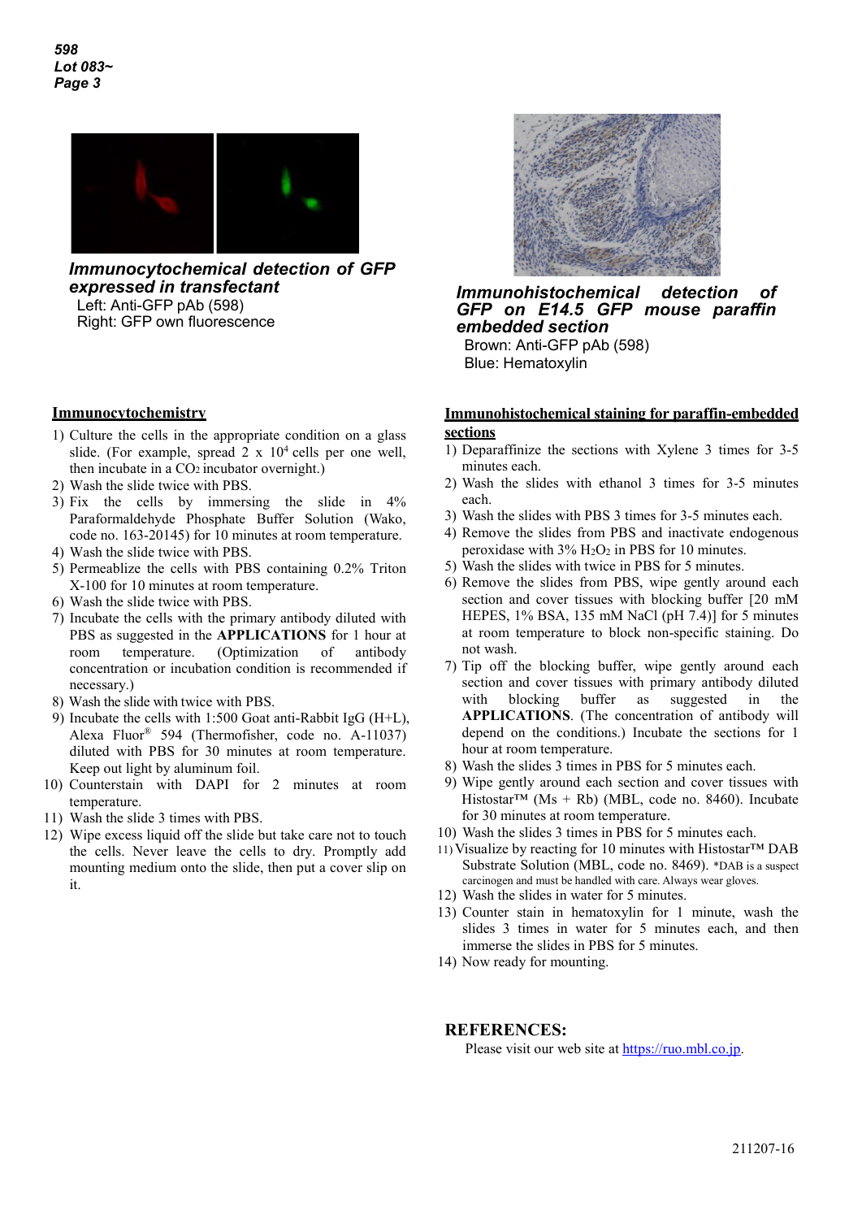598
Lot 083~

***Immunocytochemical detection of GFP expressed in transfectant***

Left: Anti-GFP pAb (598)
Right: GFP own fluorescence

***Immunohistochemical detection of GFP on E14.5 GFP mouse paraffin embedded section***

Brown: Anti-GFP pAb (598)
Blue: Hematoxylin

## Immunocytochemistry

1) Culture the cells in the appropriate condition on a glass slide. (For example, spread 2 x $10^4$ cells per one well, then incubate in a $CO_2$ incubator overnight.)
2) Wash the slide twice with PBS.
3) Fix the cells by immersing the slide in 4% Paraformaldehyde Phosphate Buffer Solution (Wako, code no. 163-20145) for 10 minutes at room temperature.
4) Wash the slide twice with PBS.
5) Permeablize the cells with PBS containing 0.2% Triton X-100 for 10 minutes at room temperature.
6) Wash the slide twice with PBS.
7) Incubate the cells with the primary antibody diluted with PBS as suggested in the **APPLICATIONS** for 1 hour at room temperature. (Optimization of antibody concentration or incubation condition is recommended if necessary.)
8) Wash the slide with twice with PBS.
9) Incubate the cells with 1:500 Goat anti-Rabbit IgG (H+L), Alexa Fluor® 594 (Thermofisher, code no. A-11037) diluted with PBS for 30 minutes at room temperature. Keep out light by aluminum foil.
10) Counterstain with DAPI for 2 minutes at room temperature.
11) Wash the slide 3 times with PBS.
12) Wipe excess liquid off the slide but take care not to touch the cells. Never leave the cells to dry. Promptly add mounting medium onto the slide, then put a cover slip on it.

## Immunohistochemical staining for paraffin-embedded sections

1) Deparaffinize the sections with Xylene 3 times for 3-5 minutes each.
2) Wash the slides with ethanol 3 times for 3-5 minutes each.
3) Wash the slides with PBS 3 times for 3-5 minutes each.
4) Remove the slides from PBS and inactivate endogenous peroxidase with 3% $H_2O_2$ in PBS for 10 minutes.
5) Wash the slides with twice in PBS for 5 minutes.
6) Remove the slides from PBS, wipe gently around each section and cover tissues with blocking buffer [20 mM HEPES, 1% BSA, 135 mM NaCl (pH 7.4)] for 5 minutes at room temperature to block non-specific staining. Do not wash.
7) Tip off the blocking buffer, wipe gently around each section and cover tissues with primary antibody diluted with blocking buffer as suggested in the **APPLICATIONS**. (The concentration of antibody will depend on the conditions.) Incubate the sections for 1 hour at room temperature.
8) Wash the slides 3 times in PBS for 5 minutes each.
9) Wipe gently around each section and cover tissues with Histostar™ (Ms + Rb) (MBL, code no. 8460). Incubate for 30 minutes at room temperature.
10) Wash the slides 3 times in PBS for 5 minutes each.
11) Visualize by reacting for 10 minutes with Histostar™ DAB Substrate Solution (MBL, code no. 8469). *DAB is a suspect carcinogen and must be handled with care. Always wear gloves.
12) Wash the slides in water for 5 minutes.
13) Counter stain in hematoxylin for 1 minute, wash the slides 3 times in water for 5 minutes each, and then immerse the slides in PBS for 5 minutes.
14) Now ready for mounting.

## REFERENCES:

Please visit our web site at https://ruo.mbl.co.jp.

211207-16